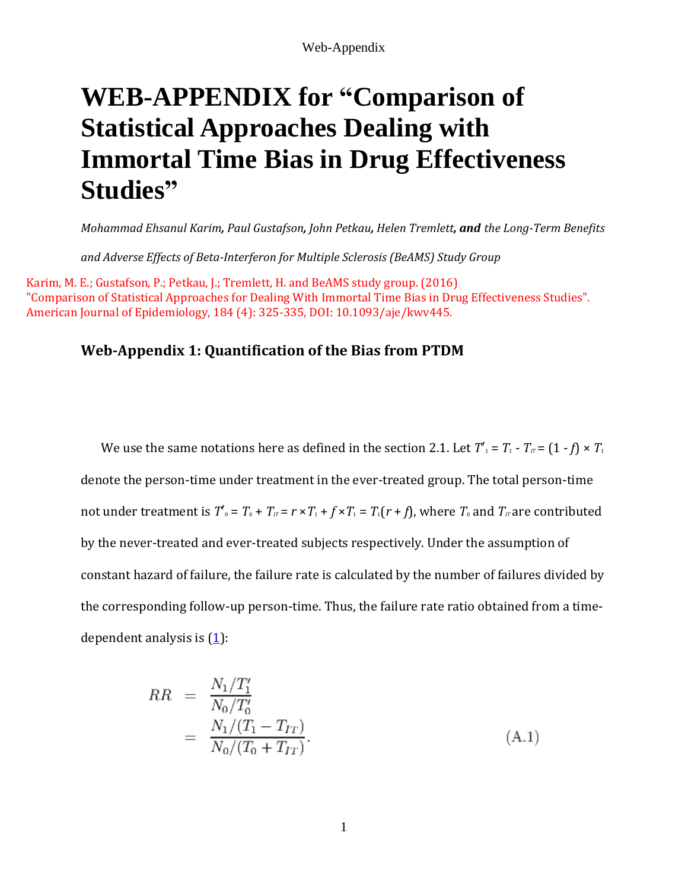# WEB-APPENDIX for "Comparison of Statistical Approaches Dealing with Immortal Time Bias in Drug Effectiveness Studies"

*Mohammad Ehsanul Karim, Paul Gustafson, John Petkau, Helen Tremlett,* ***and*** *the Long-Term Benefits and Adverse Effects of Beta-Interferon for Multiple Sclerosis (BeAMS) Study Group*

Karim, M. E.; Gustafson, P.; Petkau, J.; Tremlett, H. and BeAMS study group. (2016) "Comparison of Statistical Approaches for Dealing With Immortal Time Bias in Drug Effectiveness Studies". American Journal of Epidemiology, 184 (4): 325-335, DOI: 10.1093/aje/kwv445.

### Web-Appendix 1: Quantification of the Bias from PTDM

We use the same notations here as defined in the section 2.1. Let $T'_1 = T_1 - T_{IT} = (1 - f) \times T_1$ denote the person-time under treatment in the ever-treated group. The total person-time not under treatment is $T'_0 = T_0 + T_{IT} = r \times T_1 + f \times T_1 = T_1(r + f)$, where $T_0$ and $T_{IT}$ are contributed by the never-treated and ever-treated subjects respectively. Under the assumption of constant hazard of failure, the failure rate is calculated by the number of failures divided by the corresponding follow-up person-time. Thus, the failure rate ratio obtained from a time-dependent analysis is (1):

$$
\begin{aligned}
RR &= \frac{N_1/T'_1}{N_0/T'_0} \\
&= \frac{N_1/(T_1 - T_{IT})}{N_0/(T_0 + T_{IT})}. \qquad (A.1)
\end{aligned}
$$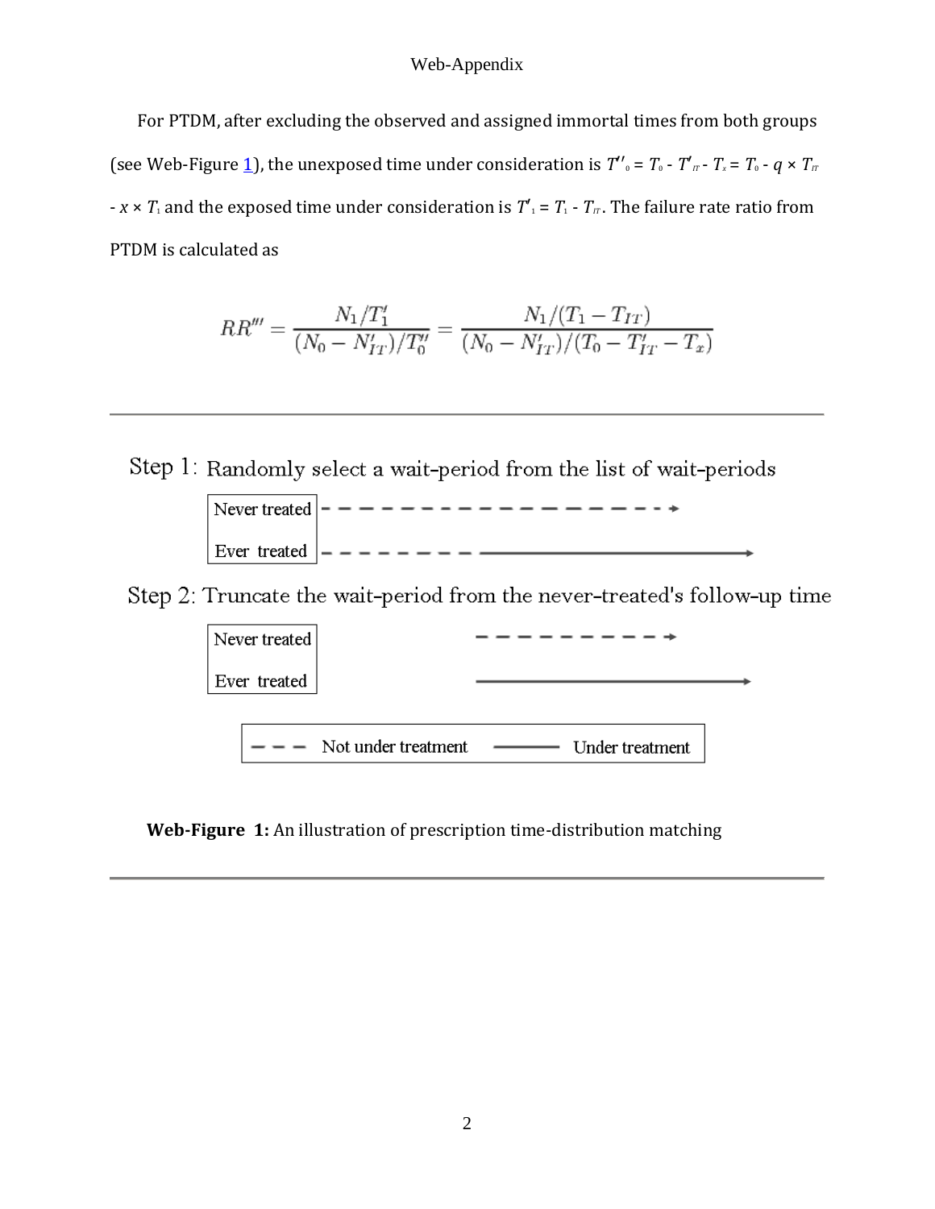For PTDM, after excluding the observed and assigned immortal times from both groups (see Web-Figure 1), the unexposed time under consideration is $T''_0 = T_0 - T'_{IT} - T_x = T_0 - q \times T_{IT} - x \times T_1$ and the exposed time under consideration is $T'_1 = T_1 - T_{IT}$. The failure rate ratio from PTDM is calculated as

$$RR''' = \frac{N_1/T'_1}{(N_0 - N'_{IT})/T''_0} = \frac{N_1/(T_1 - T_{IT})}{(N_0 - N'_{IT})/(T_0 - T'_{IT} - T_x)}$$

---

Step 1: Randomly select a wait-period from the list of wait-periods

Never treated

Ever treated

Step 2: Truncate the wait-period from the never-treated's follow-up time

Never treated

Ever treated

- - - Not under treatment ——— Under treatment

**Web-Figure 1:** An illustration of prescription time-distribution matching

---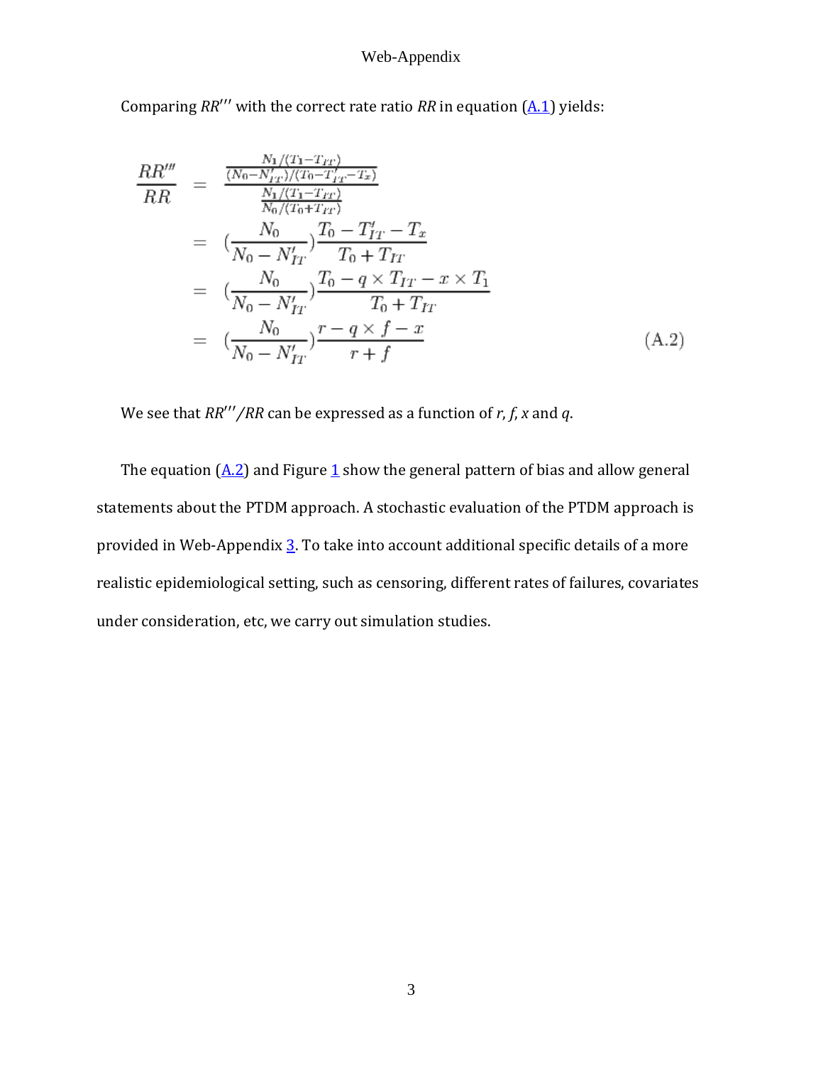Comparing $RR'''$ with the correct rate ratio $RR$ in equation (A.1) yields:

$$
\begin{aligned}
\frac{RR'''}{RR} &= \frac{\frac{N_1/(T_1 - T_{IT})}{(N_0 - N'_{IT})/(T_0 - T'_{IT} - T_x)}}{\frac{N_1/(T_1 - T_{IT})}{N_0/(T_0 + T_{IT})}} \\
&= (\frac{N_0}{N_0 - N'_{IT}})\frac{T_0 - T'_{IT} - T_x}{T_0 + T_{IT}} \\
&= (\frac{N_0}{N_0 - N'_{IT}})\frac{T_0 - q \times T_{IT} - x \times T_1}{T_0 + T_{IT}} \\
&= (\frac{N_0}{N_0 - N'_{IT}})\frac{r - q \times f - x}{r + f} \qquad \text{(A.2)}
\end{aligned}
$$

We see that $RR'''/RR$ can be expressed as a function of $r$, $f$, $x$ and $q$.

The equation (A.2) and Figure 1 show the general pattern of bias and allow general statements about the PTDM approach. A stochastic evaluation of the PTDM approach is provided in Web-Appendix 3. To take into account additional specific details of a more realistic epidemiological setting, such as censoring, different rates of failures, covariates under consideration, etc, we carry out simulation studies.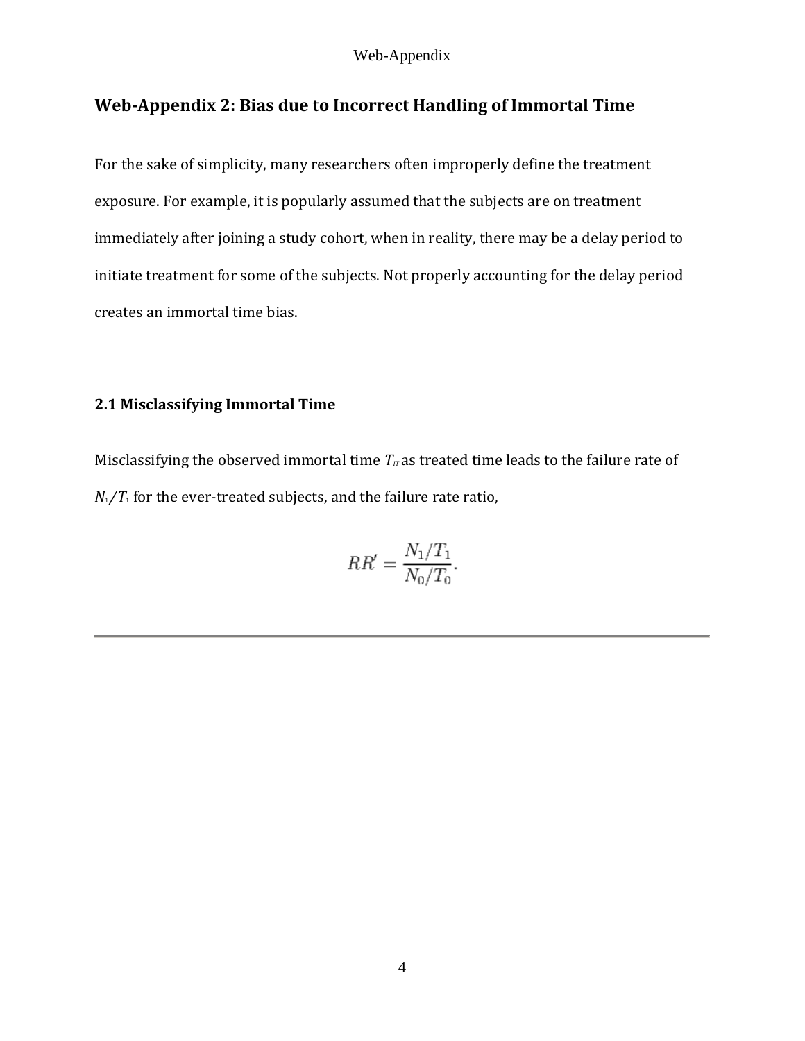## Web-Appendix 2: Bias due to Incorrect Handling of Immortal Time

For the sake of simplicity, many researchers often improperly define the treatment exposure. For example, it is popularly assumed that the subjects are on treatment immediately after joining a study cohort, when in reality, there may be a delay period to initiate treatment for some of the subjects. Not properly accounting for the delay period creates an immortal time bias.

### 2.1 Misclassifying Immortal Time

Misclassifying the observed immortal time $T_{IT}$ as treated time leads to the failure rate of $N_1/T_1$ for the ever-treated subjects, and the failure rate ratio,

$$RR' = \frac{N_1/T_1}{N_0/T_0}.$$

---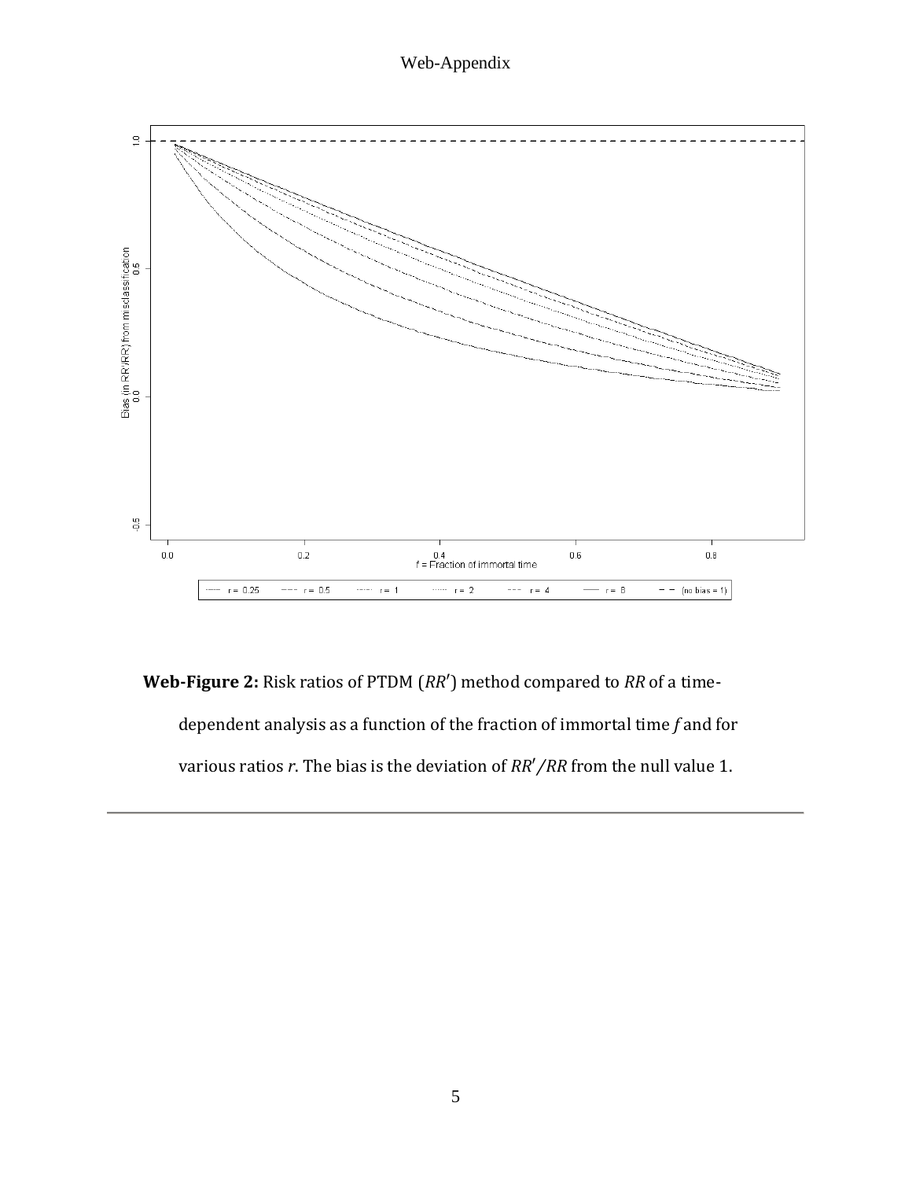**Web-Figure 2:** Risk ratios of PTDM ($RR'$) method compared to $RR$ of a time-dependent analysis as a function of the fraction of immortal time $f$ and for various ratios $r$. The bias is the deviation of $RR'/RR$ from the null value 1.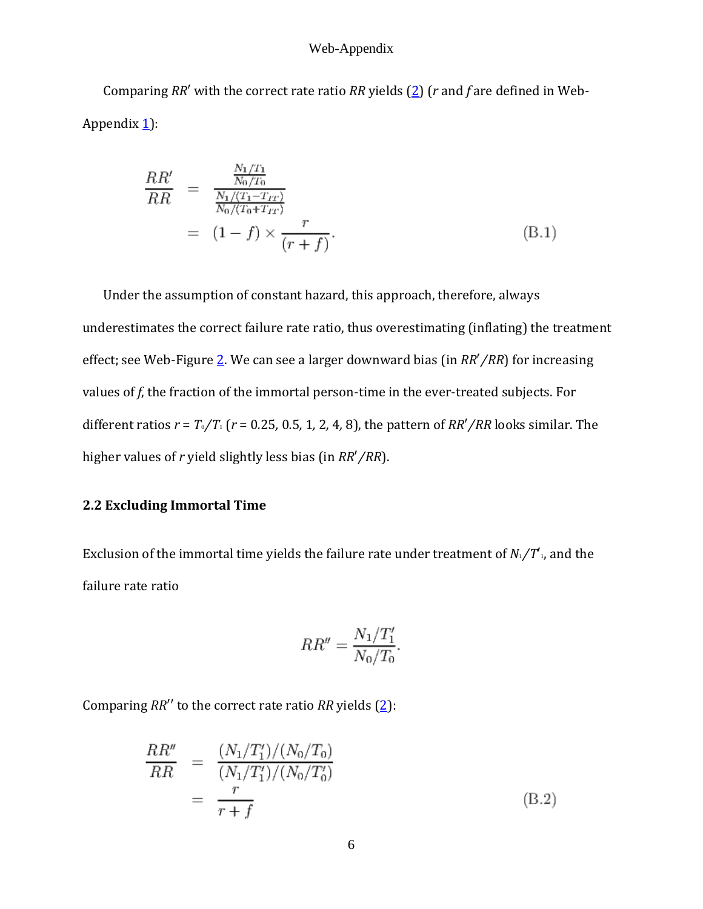Comparing $RR'$ with the correct rate ratio $RR$ yields (2) ($r$ and $f$ are defined in Web-Appendix 1):

$$
\begin{aligned}
\frac{RR'}{RR} &= \frac{\frac{N_1/T_1}{N_0/T_0}}{\frac{N_1/(T_1-T_{IT})}{N_0/(T_0+T_{IT})}} \\
&= (1-f) \times \frac{r}{(r+f)}.
\end{aligned} \tag{B.1}
$$

Under the assumption of constant hazard, this approach, therefore, always underestimates the correct failure rate ratio, thus overestimating (inflating) the treatment effect; see Web-Figure 2. We can see a larger downward bias (in $RR'/RR$) for increasing values of $f$, the fraction of the immortal person-time in the ever-treated subjects. For different ratios $r = T_0/T_1$ ($r$ = 0.25, 0.5, 1, 2, 4, 8), the pattern of $RR'/RR$ looks similar. The higher values of $r$ yield slightly less bias (in $RR'/RR$).

## 2.2 Excluding Immortal Time

Exclusion of the immortal time yields the failure rate under treatment of $N_1/T'_1$, and the failure rate ratio

$$
RR'' = \frac{N_1/T'_1}{N_0/T_0}.
$$

Comparing $RR''$ to the correct rate ratio $RR$ yields (2):

$$
\begin{aligned}
\frac{RR''}{RR} &= \frac{(N_1/T'_1)/(N_0/T_0)}{(N_1/T'_1)/(N_0/T'_0)} \\
&= \frac{r}{r+f}
\end{aligned} \tag{B.2}
$$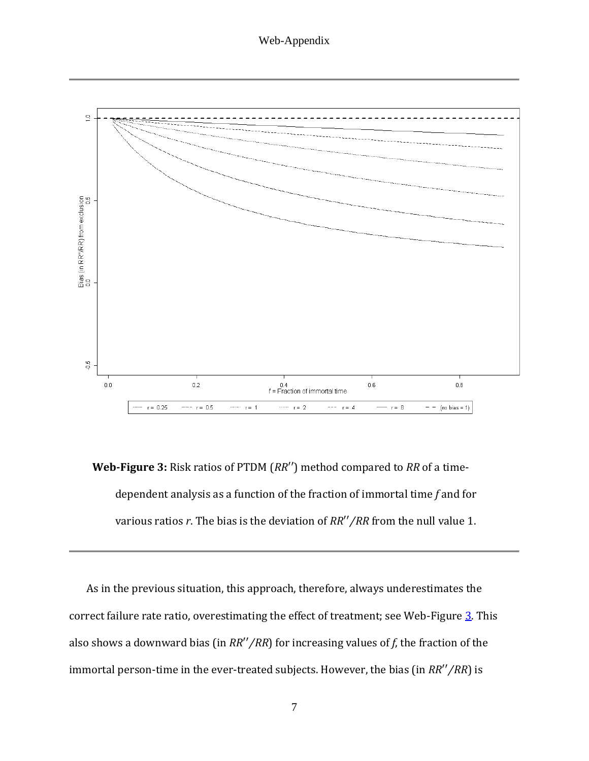**Web-Figure 3:** Risk ratios of PTDM ($RR''$) method compared to $RR$ of a time-dependent analysis as a function of the fraction of immortal time $f$ and for various ratios $r$. The bias is the deviation of $RR''/RR$ from the null value 1.

As in the previous situation, this approach, therefore, always underestimates the correct failure rate ratio, overestimating the effect of treatment; see Web-Figure 3. This also shows a downward bias (in $RR''/RR$) for increasing values of $f$, the fraction of the immortal person-time in the ever-treated subjects. However, the bias (in $RR''/RR$) is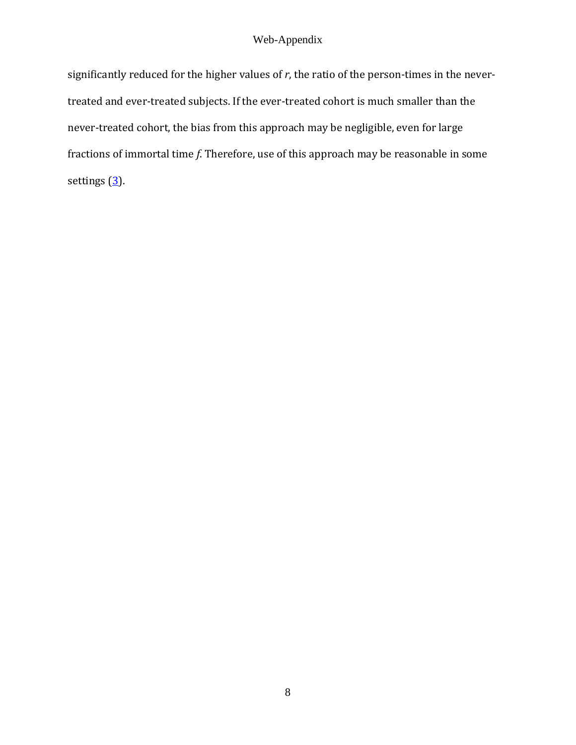significantly reduced for the higher values of $r$, the ratio of the person-times in the never-treated and ever-treated subjects. If the ever-treated cohort is much smaller than the never-treated cohort, the bias from this approach may be negligible, even for large fractions of immortal time $f$. Therefore, use of this approach may be reasonable in some settings (3).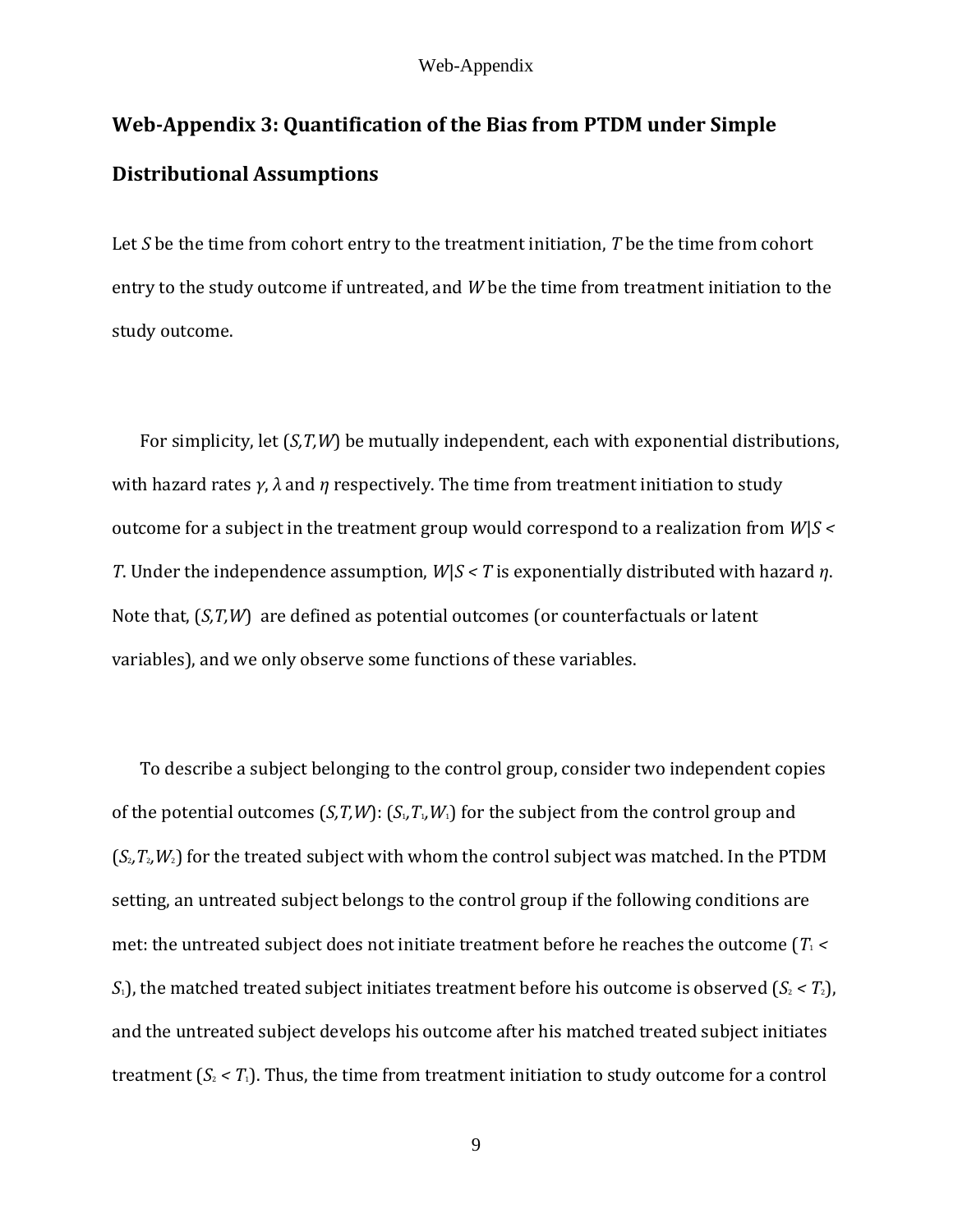## Web-Appendix 3: Quantification of the Bias from PTDM under Simple Distributional Assumptions

Let $S$ be the time from cohort entry to the treatment initiation, $T$ be the time from cohort entry to the study outcome if untreated, and $W$ be the time from treatment initiation to the study outcome.

For simplicity, let $(S,T,W)$ be mutually independent, each with exponential distributions, with hazard rates $\gamma$, $\lambda$ and $\eta$ respectively. The time from treatment initiation to study outcome for a subject in the treatment group would correspond to a realization from $W|S < T$. Under the independence assumption, $W|S < T$ is exponentially distributed with hazard $\eta$. Note that, $(S,T,W)$ are defined as potential outcomes (or counterfactuals or latent variables), and we only observe some functions of these variables.

To describe a subject belonging to the control group, consider two independent copies of the potential outcomes $(S,T,W)$: $(S_1,T_1,W_1)$ for the subject from the control group and $(S_2,T_2,W_2)$ for the treated subject with whom the control subject was matched. In the PTDM setting, an untreated subject belongs to the control group if the following conditions are met: the untreated subject does not initiate treatment before he reaches the outcome ($T_1 < S_1$), the matched treated subject initiates treatment before his outcome is observed ($S_2 < T_2$), and the untreated subject develops his outcome after his matched treated subject initiates treatment ($S_2 < T_1$). Thus, the time from treatment initiation to study outcome for a control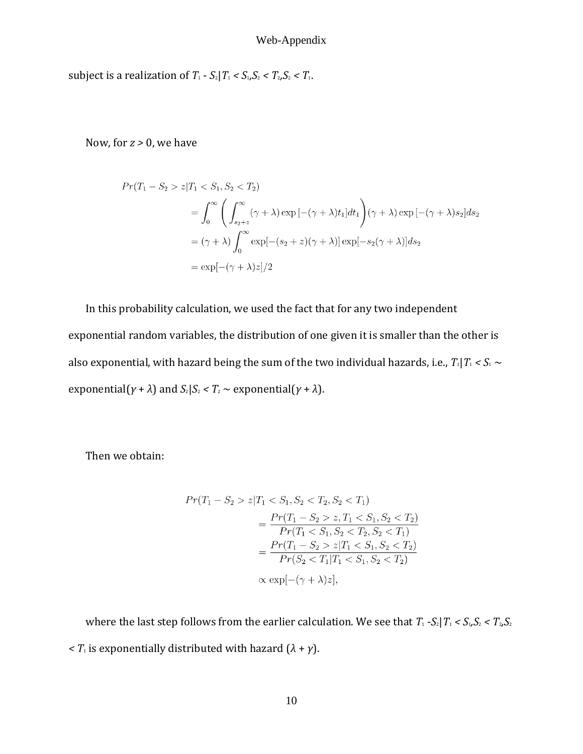subject is a realization of $T_1$ - $S_2$| $T_1$ < $S_1$,$S_2$ < $T_2$,$S_2$ < $T_1$.

Now, for $z > 0$, we have

$$
\begin{aligned}
Pr(T_1 - S_2 > z | T_1 < S_1, S_2 < T_2) \\
&= \int_0^{\infty} \left( \int_{s_2+z}^{\infty} (\gamma + \lambda) \exp\left[-(\gamma + \lambda)t_1\right] dt_1 \right) (\gamma + \lambda) \exp\left[-(\gamma + \lambda)s_2\right] ds_2 \\
&= (\gamma + \lambda) \int_0^{\infty} \exp[-(s_2 + z)(\gamma + \lambda)] \exp[-s_2(\gamma + \lambda)] ds_2 \\
&= \exp[-(\gamma + \lambda)z]/2
\end{aligned}
$$

In this probability calculation, we used the fact that for any two independent exponential random variables, the distribution of one given it is smaller than the other is also exponential, with hazard being the sum of the two individual hazards, i.e., $T_1|T_1 < S_1 \sim$ exponential($\gamma + \lambda$) and $S_2|S_2 < T_2 \sim$ exponential($\gamma + \lambda$).

Then we obtain:

$$
\begin{aligned}
Pr(T_1 - S_2 > z | T_1 < S_1, S_2 < T_2, S_2 < T_1) \\
&= \frac{Pr(T_1 - S_2 > z, T_1 < S_1, S_2 < T_2)}{Pr(T_1 < S_1, S_2 < T_2, S_2 < T_1)} \\
&= \frac{Pr(T_1 - S_2 > z | T_1 < S_1, S_2 < T_2)}{Pr(S_2 < T_1 | T_1 < S_1, S_2 < T_2)} \\
&\propto \exp[-(\gamma + \lambda)z],
\end{aligned}
$$

where the last step follows from the earlier calculation. We see that $T_1$ -$S_2$| $T_1$ < $S_1$,$S_2$ < $T_2$,$S_2$ < $T_1$ is exponentially distributed with hazard ($\lambda + \gamma$).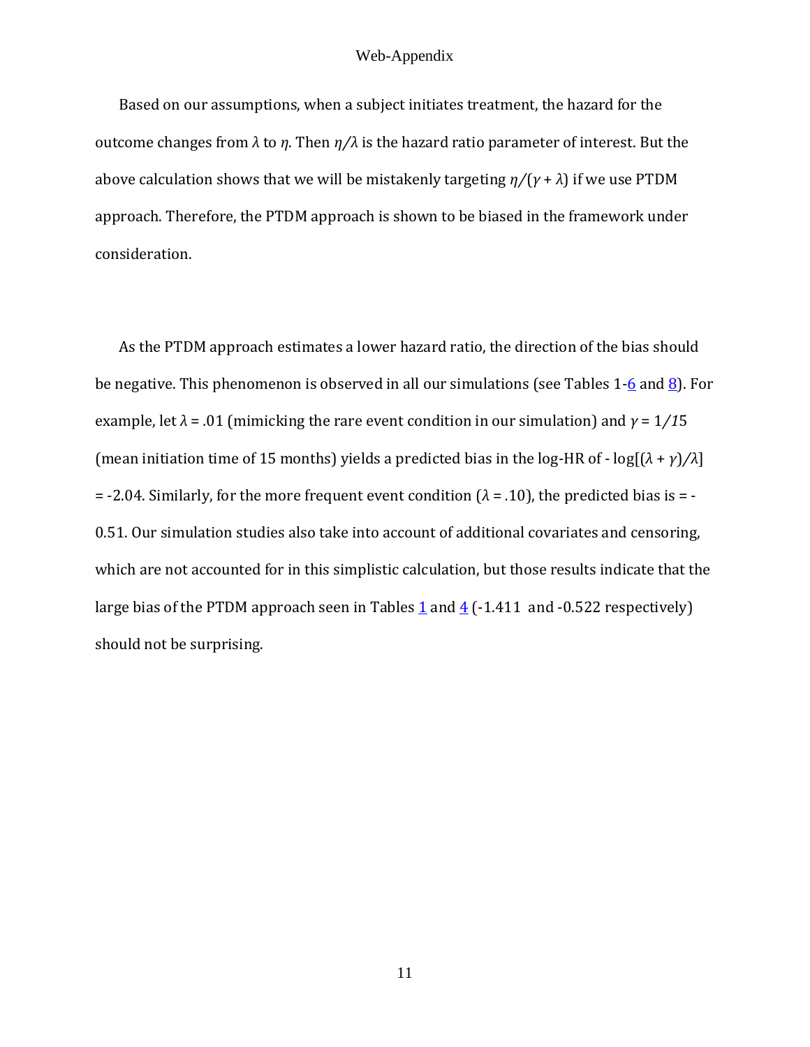Based on our assumptions, when a subject initiates treatment, the hazard for the outcome changes from $\lambda$ to $\eta$. Then $\eta/\lambda$ is the hazard ratio parameter of interest. But the above calculation shows that we will be mistakenly targeting $\eta/(\gamma + \lambda)$ if we use PTDM approach. Therefore, the PTDM approach is shown to be biased in the framework under consideration.

As the PTDM approach estimates a lower hazard ratio, the direction of the bias should be negative. This phenomenon is observed in all our simulations (see Tables 1-6 and 8). For example, let $\lambda = .01$ (mimicking the rare event condition in our simulation) and $\gamma = 1/15$ (mean initiation time of 15 months) yields a predicted bias in the log-HR of $-\log[(\lambda + \gamma)/\lambda] = -2.04$. Similarly, for the more frequent event condition ($\lambda = .10$), the predicted bias is = -0.51. Our simulation studies also take into account of additional covariates and censoring, which are not accounted for in this simplistic calculation, but those results indicate that the large bias of the PTDM approach seen in Tables 1 and 4 (-1.411 and -0.522 respectively) should not be surprising.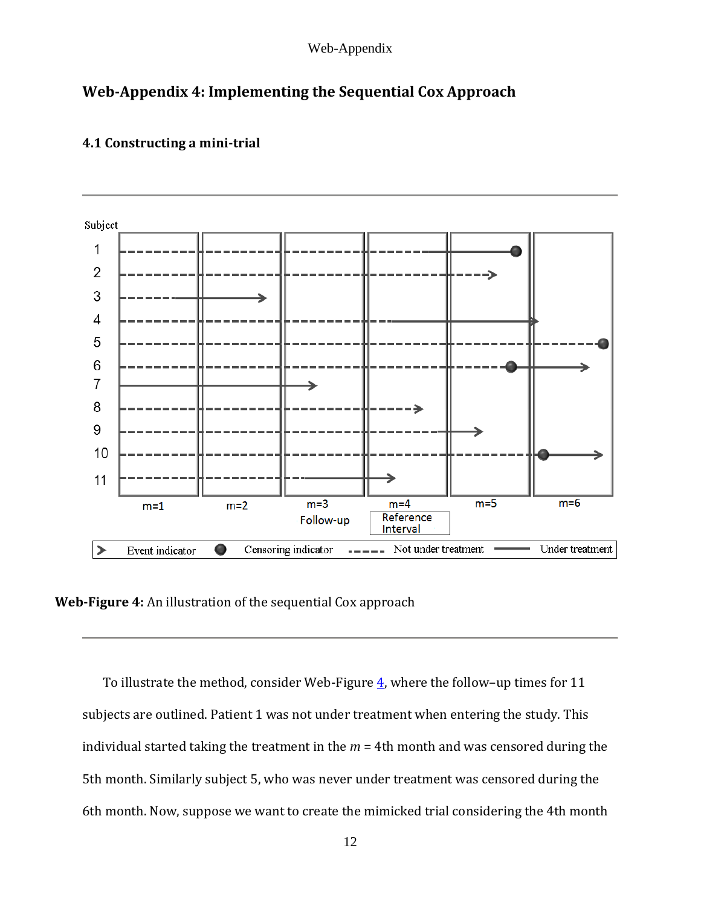## Web-Appendix 4: Implementing the Sequential Cox Approach

### 4.1 Constructing a mini-trial

**Web-Figure 4:** An illustration of the sequential Cox approach

To illustrate the method, consider Web-Figure 4, where the follow–up times for 11 subjects are outlined. Patient 1 was not under treatment when entering the study. This individual started taking the treatment in the $m$ = 4th month and was censored during the 5th month. Similarly subject 5, who was never under treatment was censored during the 6th month. Now, suppose we want to create the mimicked trial considering the 4th month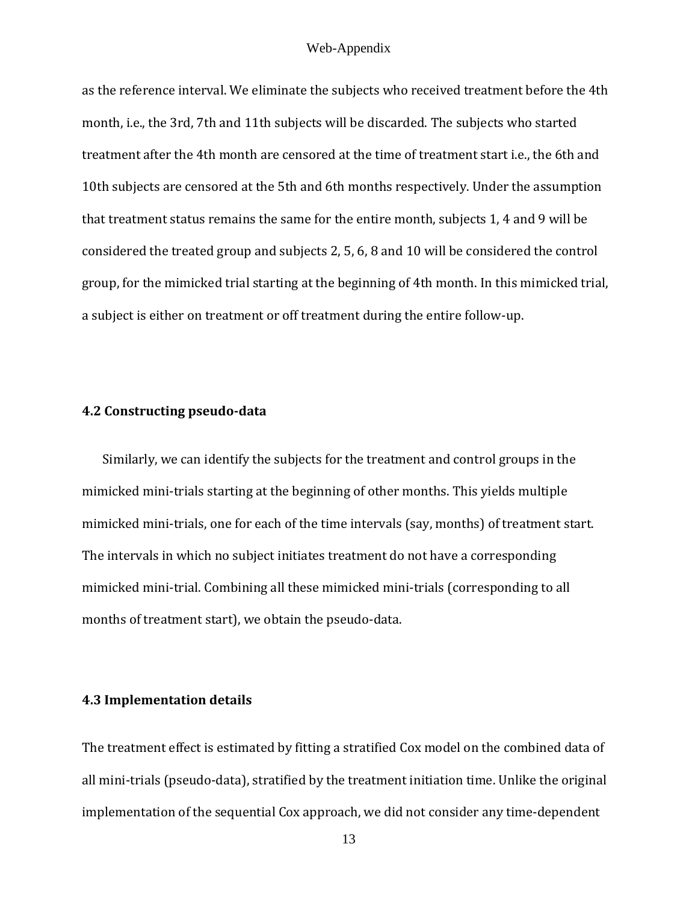as the reference interval. We eliminate the subjects who received treatment before the 4th month, i.e., the 3rd, 7th and 11th subjects will be discarded. The subjects who started treatment after the 4th month are censored at the time of treatment start i.e., the 6th and 10th subjects are censored at the 5th and 6th months respectively. Under the assumption that treatment status remains the same for the entire month, subjects 1, 4 and 9 will be considered the treated group and subjects 2, 5, 6, 8 and 10 will be considered the control group, for the mimicked trial starting at the beginning of 4th month. In this mimicked trial, a subject is either on treatment or off treatment during the entire follow-up.

### 4.2 Constructing pseudo-data

Similarly, we can identify the subjects for the treatment and control groups in the mimicked mini-trials starting at the beginning of other months. This yields multiple mimicked mini-trials, one for each of the time intervals (say, months) of treatment start. The intervals in which no subject initiates treatment do not have a corresponding mimicked mini-trial. Combining all these mimicked mini-trials (corresponding to all months of treatment start), we obtain the pseudo-data.

### 4.3 Implementation details

The treatment effect is estimated by fitting a stratified Cox model on the combined data of all mini-trials (pseudo-data), stratified by the treatment initiation time. Unlike the original implementation of the sequential Cox approach, we did not consider any time-dependent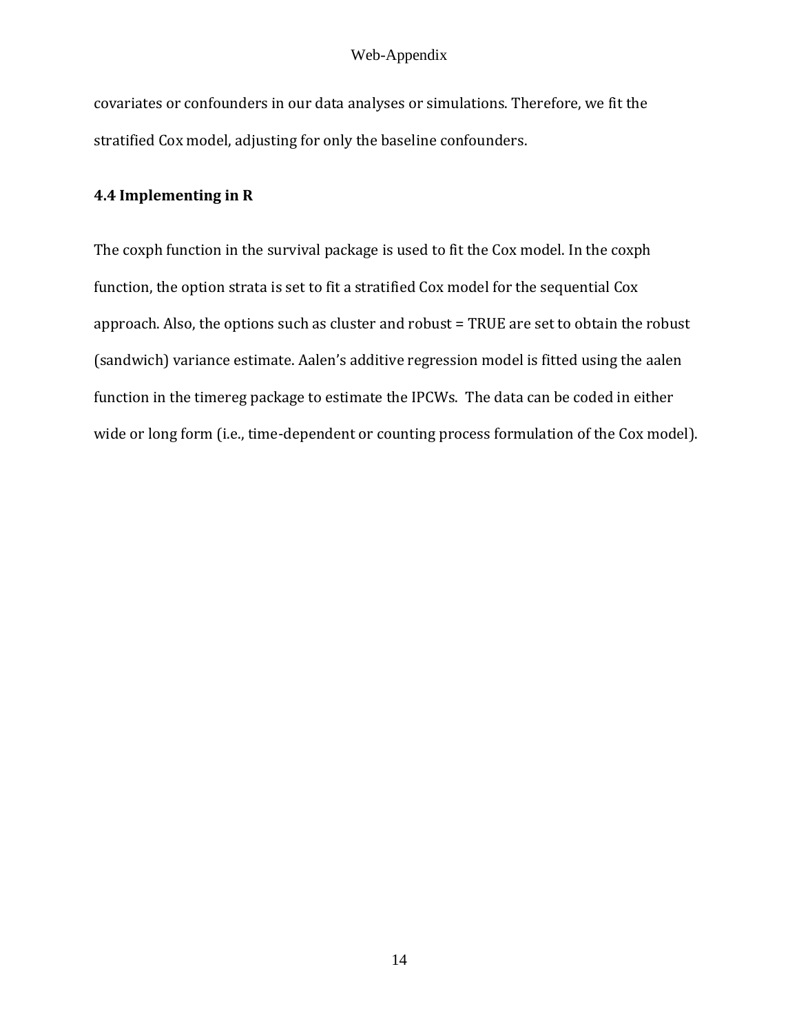covariates or confounders in our data analyses or simulations. Therefore, we fit the stratified Cox model, adjusting for only the baseline confounders.

### 4.4 Implementing in R

The coxph function in the survival package is used to fit the Cox model. In the coxph function, the option strata is set to fit a stratified Cox model for the sequential Cox approach. Also, the options such as cluster and robust = TRUE are set to obtain the robust (sandwich) variance estimate. Aalen's additive regression model is fitted using the aalen function in the timereg package to estimate the IPCWs. The data can be coded in either wide or long form (i.e., time-dependent or counting process formulation of the Cox model).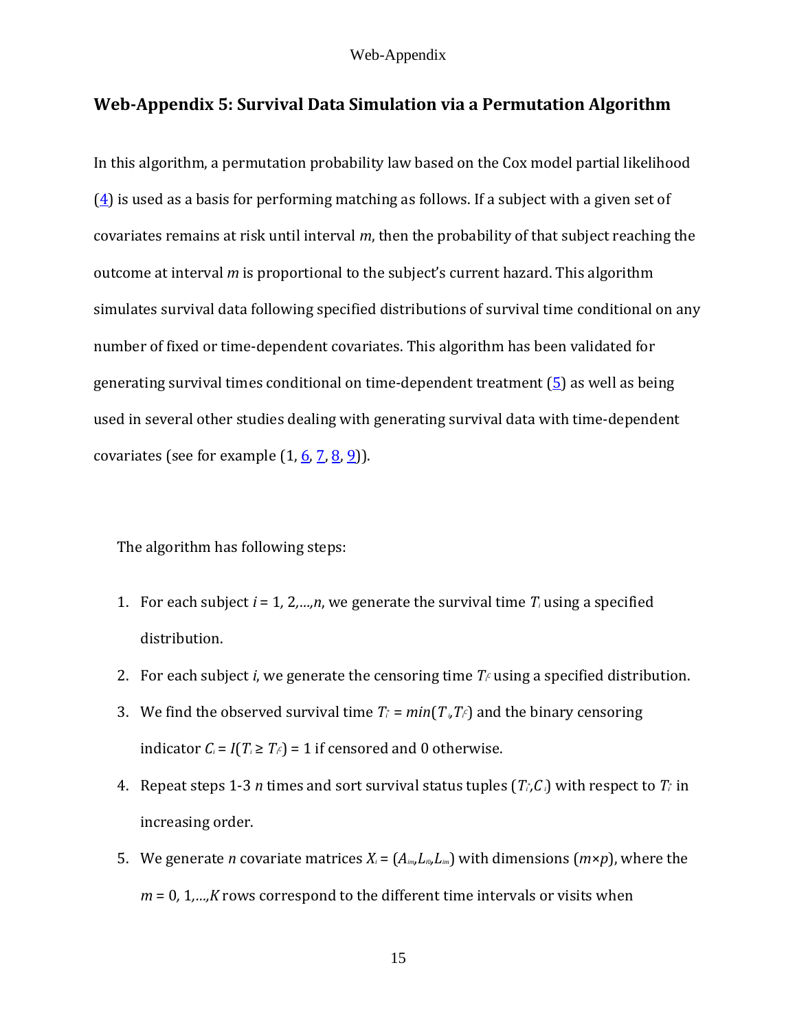## Web-Appendix 5: Survival Data Simulation via a Permutation Algorithm

In this algorithm, a permutation probability law based on the Cox model partial likelihood (4) is used as a basis for performing matching as follows. If a subject with a given set of covariates remains at risk until interval *m*, then the probability of that subject reaching the outcome at interval *m* is proportional to the subject's current hazard. This algorithm simulates survival data following specified distributions of survival time conditional on any number of fixed or time-dependent covariates. This algorithm has been validated for generating survival times conditional on time-dependent treatment (5) as well as being used in several other studies dealing with generating survival data with time-dependent covariates (see for example (1, 6, 7, 8, 9)).

The algorithm has following steps:

1. For each subject $i = 1, 2,\ldots,n$, we generate the survival time $T_i$ using a specified distribution.
2. For each subject $i$, we generate the censoring time $T_i^c$ using a specified distribution.
3. We find the observed survival time $T_i^* = min(T_i, T_i^c)$ and the binary censoring indicator $C_i = I(T_i \geq T_i^c) = 1$ if censored and 0 otherwise.
4. Repeat steps 1-3 $n$ times and sort survival status tuples $(T_i^*, C_i)$ with respect to $T_i^*$ in increasing order.
5. We generate $n$ covariate matrices $X_i = (A_{im}, L_{i0}, L_{im})$ with dimensions $(m \times p)$, where the $m = 0, 1,\ldots,K$ rows correspond to the different time intervals or visits when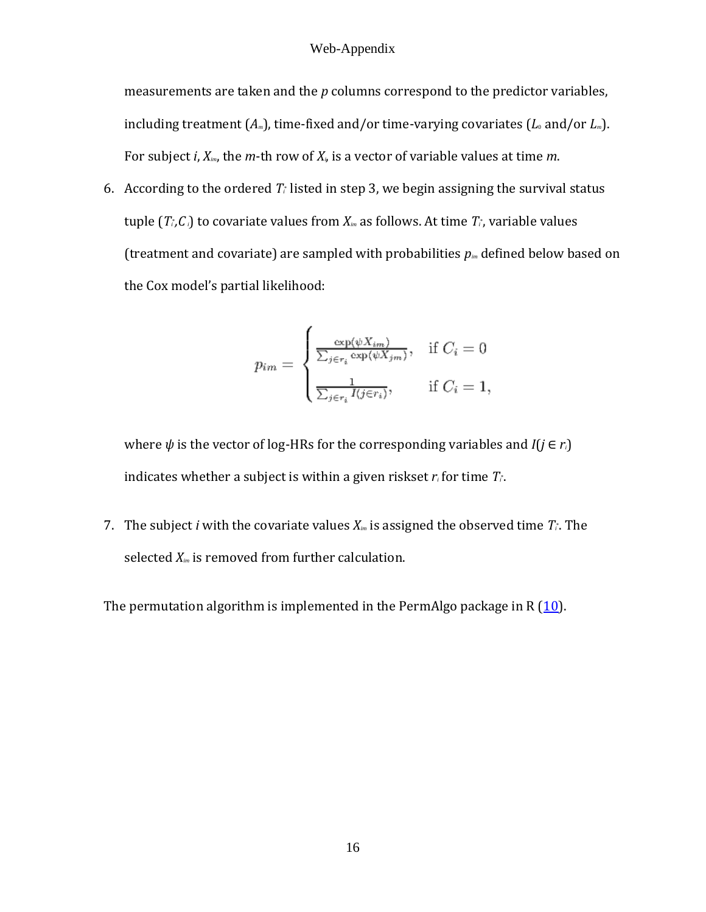measurements are taken and the $p$ columns correspond to the predictor variables, including treatment ($A_m$), time-fixed and/or time-varying covariates ($L_0$ and/or $L_m$). For subject $i$, $X_{im}$, the $m$-th row of $X_i$, is a vector of variable values at time $m$.

6. According to the ordered $T_{i'}$ listed in step 3, we begin assigning the survival status tuple ($T_{i'}, C_{i'}$) to covariate values from $X_{im}$ as follows. At time $T_{i'}$, variable values (treatment and covariate) are sampled with probabilities $p_{im}$ defined below based on the Cox model's partial likelihood:

$$p_{im} = \begin{cases} \frac{\exp(\psi X_{im})}{\sum_{j \in r_i} \exp(\psi X_{jm})}, & \text{if } C_i = 0 \\ \frac{1}{\sum_{j \in r_i} I(j \in r_i)}, & \text{if } C_i = 1, \end{cases}$$

   where $\psi$ is the vector of log-HRs for the corresponding variables and $I(j \in r_i)$ indicates whether a subject is within a given riskset $r_i$ for time $T_{i'}$.

7. The subject $i$ with the covariate values $X_{im}$ is assigned the observed time $T_{i'}$. The selected $X_{im}$ is removed from further calculation.

The permutation algorithm is implemented in the PermAlgo package in R (10).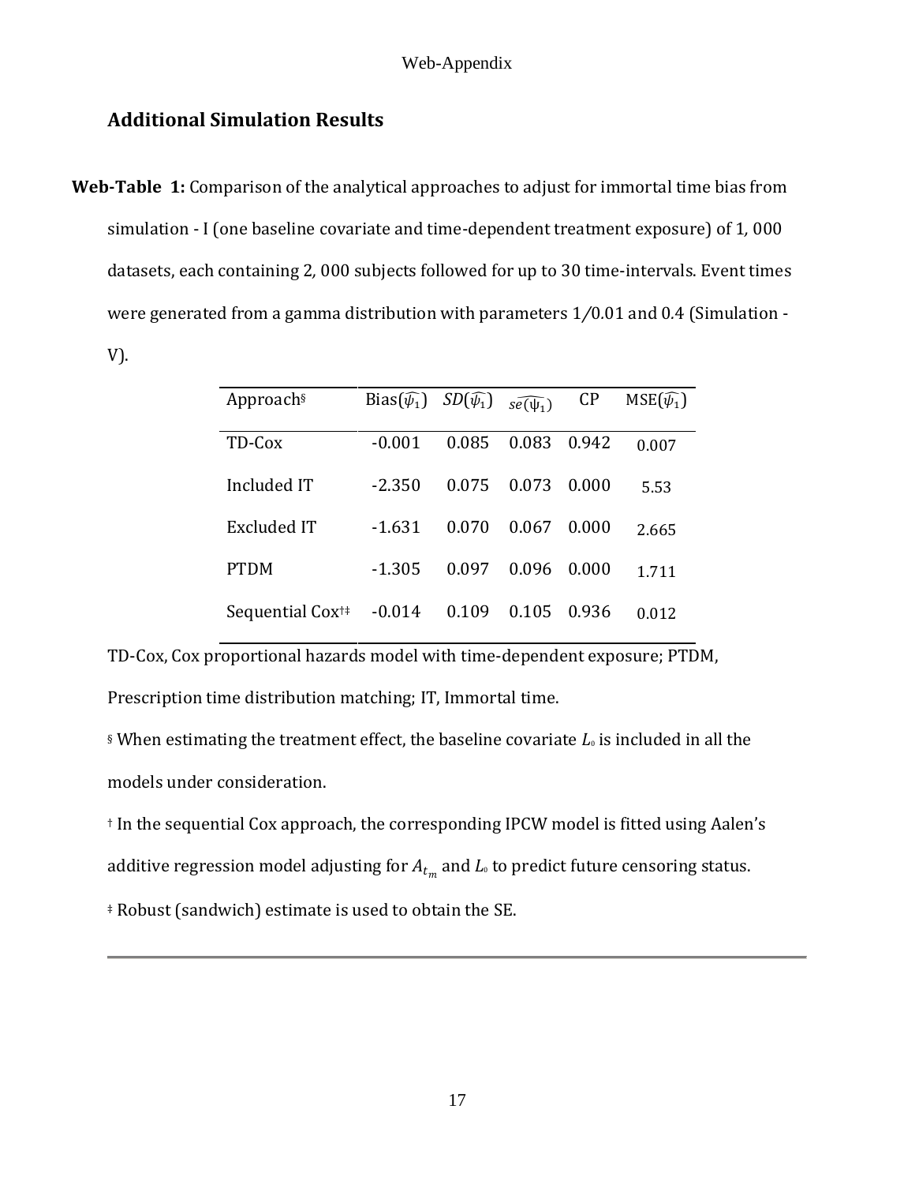## Additional Simulation Results

**Web-Table 1:** Comparison of the analytical approaches to adjust for immortal time bias from simulation - I (one baseline covariate and time-dependent treatment exposure) of 1, 000 datasets, each containing 2, 000 subjects followed for up to 30 time-intervals. Event times were generated from a gamma distribution with parameters 1/0.01 and 0.4 (Simulation - V).

| Approach§ | Bias($\widehat{\psi_1}$) | $SD(\widehat{\psi_1})$ | $\widehat{se(\psi_1)}$ | CP | MSE($\widehat{\psi_1}$) |
|---|---|---|---|---|---|
| TD-Cox | -0.001 | 0.085 | 0.083 | 0.942 | 0.007 |
| Included IT | -2.350 | 0.075 | 0.073 | 0.000 | 5.53 |
| Excluded IT | -1.631 | 0.070 | 0.067 | 0.000 | 2.665 |
| PTDM | -1.305 | 0.097 | 0.096 | 0.000 | 1.711 |
| Sequential Cox†‡ | -0.014 | 0.109 | 0.105 | 0.936 | 0.012 |

TD-Cox, Cox proportional hazards model with time-dependent exposure; PTDM, Prescription time distribution matching; IT, Immortal time.

§ When estimating the treatment effect, the baseline covariate $L_0$ is included in all the models under consideration.

† In the sequential Cox approach, the corresponding IPCW model is fitted using Aalen's additive regression model adjusting for $A_{t_m}$ and $L_0$ to predict future censoring status.

‡ Robust (sandwich) estimate is used to obtain the SE.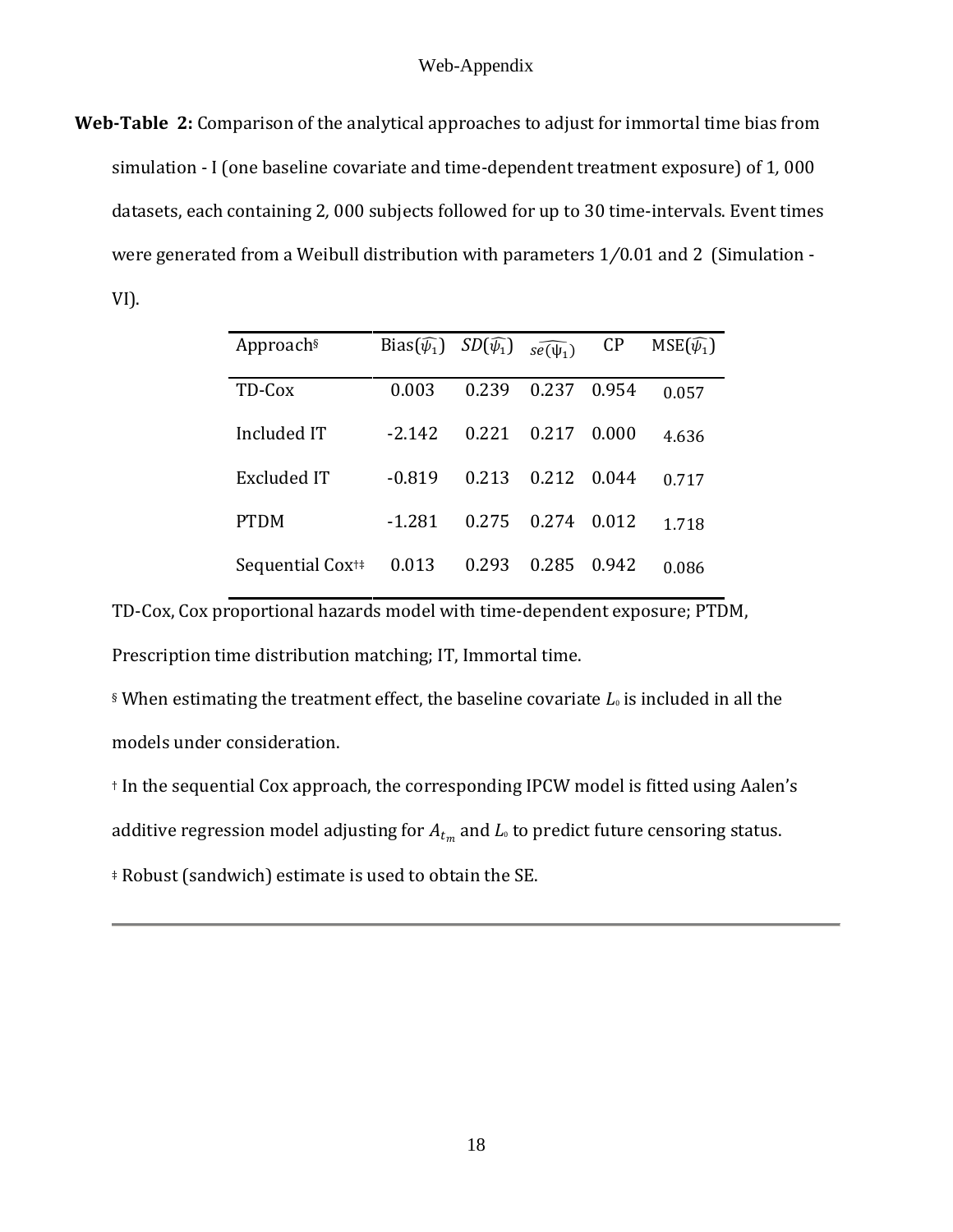**Web-Table 2:** Comparison of the analytical approaches to adjust for immortal time bias from simulation - I (one baseline covariate and time-dependent treatment exposure) of 1, 000 datasets, each containing 2, 000 subjects followed for up to 30 time-intervals. Event times were generated from a Weibull distribution with parameters 1/0.01 and 2 (Simulation - VI).

| Approach[§] | $\text{Bias}(\widehat{\psi_1})$ | $SD(\widehat{\psi_1})$ | $\widehat{se(\psi_1)}$ | CP | $\text{MSE}(\widehat{\psi_1})$ |
|---|---|---|---|---|---|
| TD-Cox | 0.003 | 0.239 | 0.237 | 0.954 | 0.057 |
| Included IT | -2.142 | 0.221 | 0.217 | 0.000 | 4.636 |
| Excluded IT | -0.819 | 0.213 | 0.212 | 0.044 | 0.717 |
| PTDM | -1.281 | 0.275 | 0.274 | 0.012 | 1.718 |
| Sequential Cox[†‡] | 0.013 | 0.293 | 0.285 | 0.942 | 0.086 |

TD-Cox, Cox proportional hazards model with time-dependent exposure; PTDM, Prescription time distribution matching; IT, Immortal time.

[§] When estimating the treatment effect, the baseline covariate $L_0$ is included in all the models under consideration.

[†] In the sequential Cox approach, the corresponding IPCW model is fitted using Aalen's additive regression model adjusting for $A_{t_m}$ and $L_0$ to predict future censoring status.

[‡] Robust (sandwich) estimate is used to obtain the SE.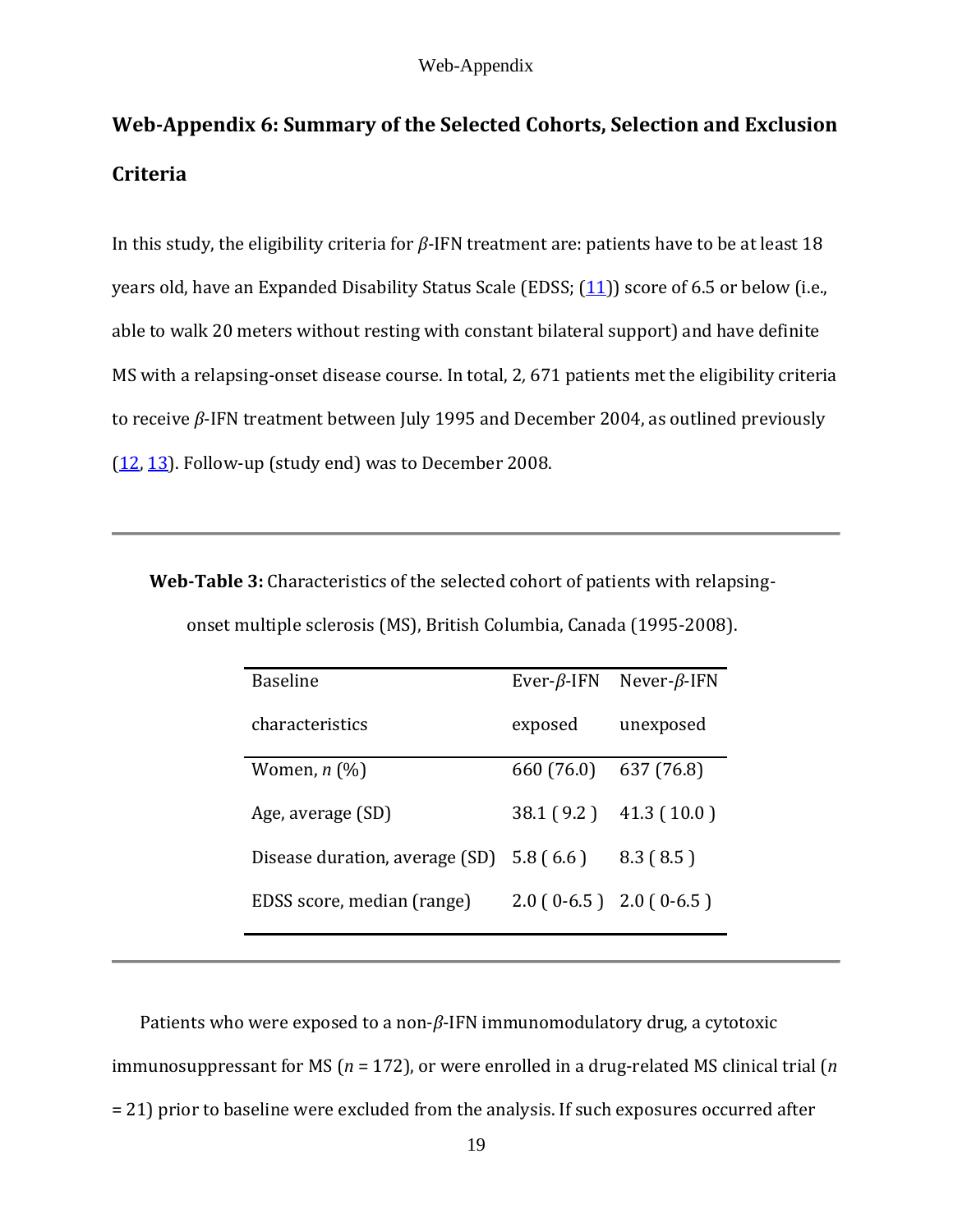## Web-Appendix 6: Summary of the Selected Cohorts, Selection and Exclusion Criteria

In this study, the eligibility criteria for $\beta$-IFN treatment are: patients have to be at least 18 years old, have an Expanded Disability Status Scale (EDSS; (11)) score of 6.5 or below (i.e., able to walk 20 meters without resting with constant bilateral support) and have definite MS with a relapsing-onset disease course. In total, 2, 671 patients met the eligibility criteria to receive $\beta$-IFN treatment between July 1995 and December 2004, as outlined previously (12, 13). Follow-up (study end) was to December 2008.

**Web-Table 3:** Characteristics of the selected cohort of patients with relapsing-onset multiple sclerosis (MS), British Columbia, Canada (1995-2008).

| Baseline characteristics | Ever-$\beta$-IFN exposed | Never-$\beta$-IFN unexposed |
|---|---|---|
| Women, *n* (%) | 660 (76.0) | 637 (76.8) |
| Age, average (SD) | 38.1 ( 9.2 ) | 41.3 ( 10.0 ) |
| Disease duration, average (SD) | 5.8 ( 6.6 ) | 8.3 ( 8.5 ) |
| EDSS score, median (range) | 2.0 ( 0-6.5 ) | 2.0 ( 0-6.5 ) |

Patients who were exposed to a non-$\beta$-IFN immunomodulatory drug, a cytotoxic immunosuppressant for MS ($n$ = 172), or were enrolled in a drug-related MS clinical trial ($n$ = 21) prior to baseline were excluded from the analysis. If such exposures occurred after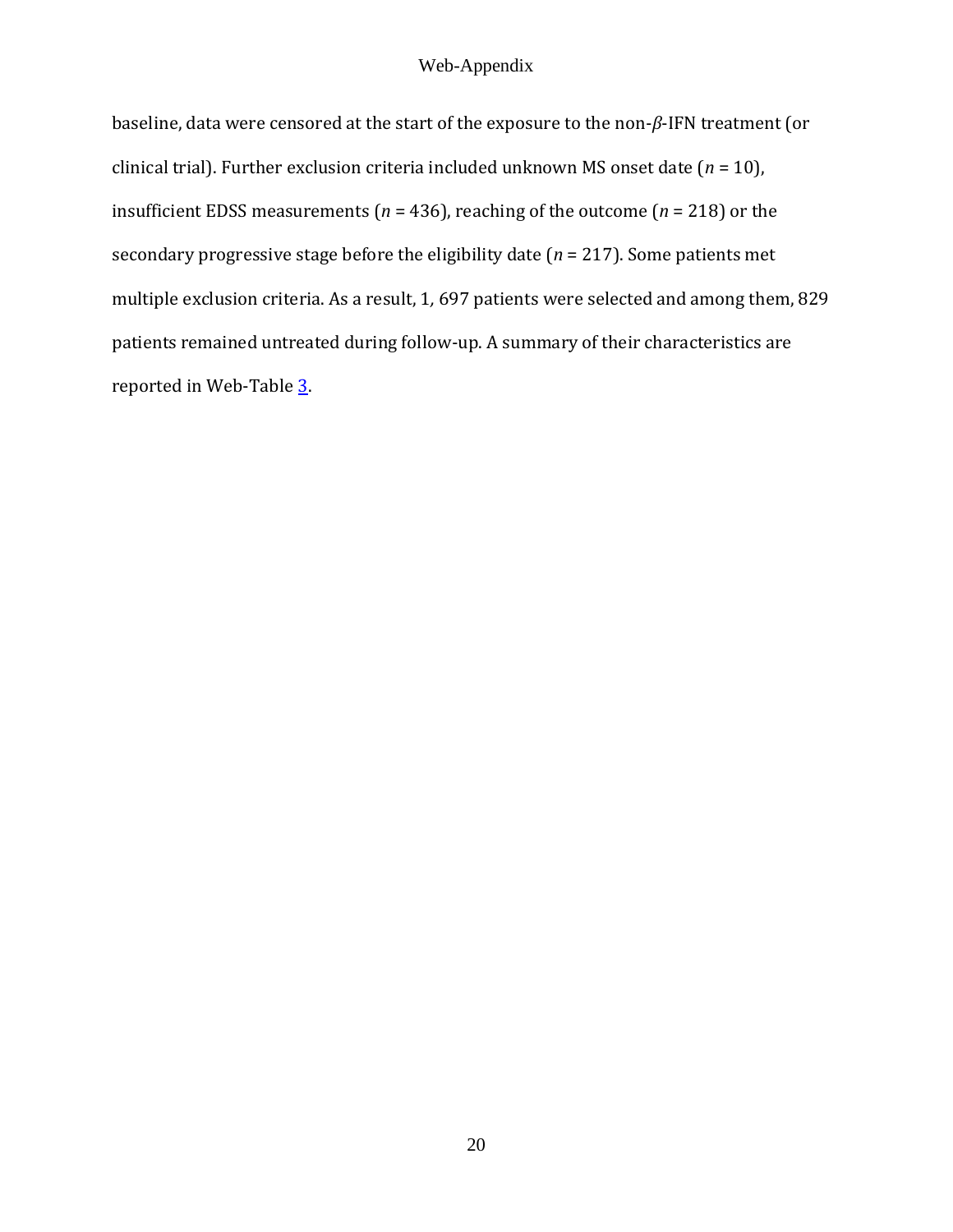baseline, data were censored at the start of the exposure to the non-$\beta$-IFN treatment (or clinical trial). Further exclusion criteria included unknown MS onset date ($n$ = 10), insufficient EDSS measurements ($n$ = 436), reaching of the outcome ($n$ = 218) or the secondary progressive stage before the eligibility date ($n$ = 217). Some patients met multiple exclusion criteria. As a result, 1, 697 patients were selected and among them, 829 patients remained untreated during follow-up. A summary of their characteristics are reported in Web-Table 3.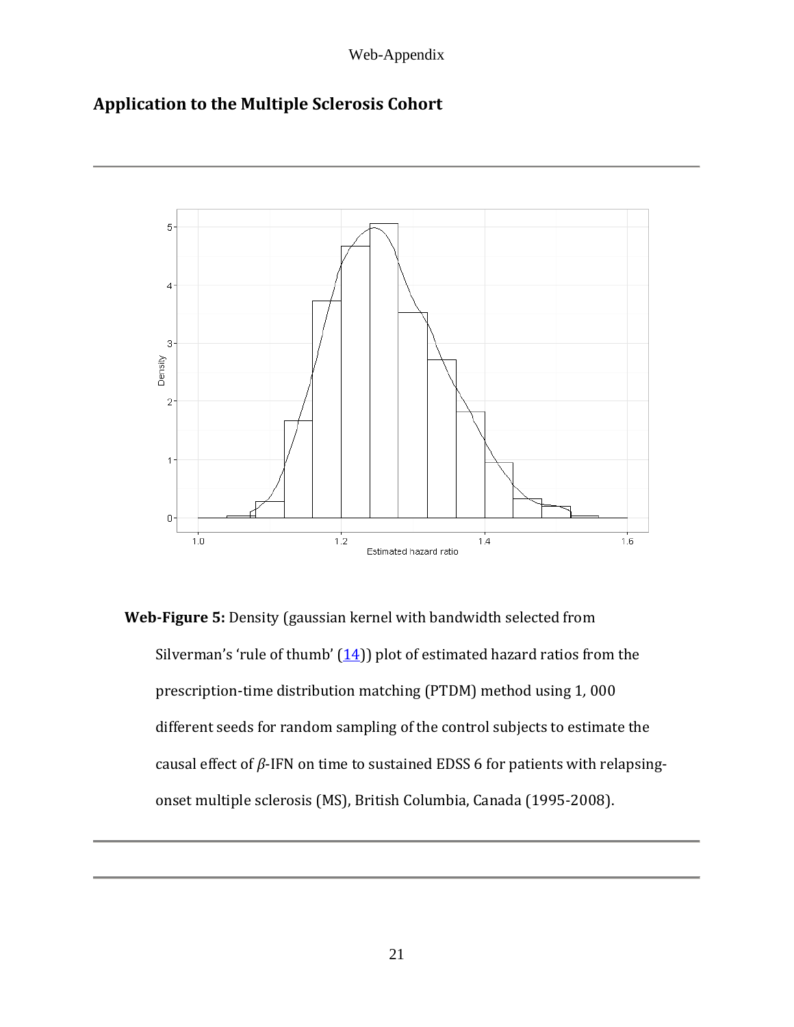## Application to the Multiple Sclerosis Cohort

**Web-Figure 5:** Density (gaussian kernel with bandwidth selected from Silverman's 'rule of thumb' (14)) plot of estimated hazard ratios from the prescription-time distribution matching (PTDM) method using 1, 000 different seeds for random sampling of the control subjects to estimate the causal effect of *β*-IFN on time to sustained EDSS 6 for patients with relapsing-onset multiple sclerosis (MS), British Columbia, Canada (1995-2008).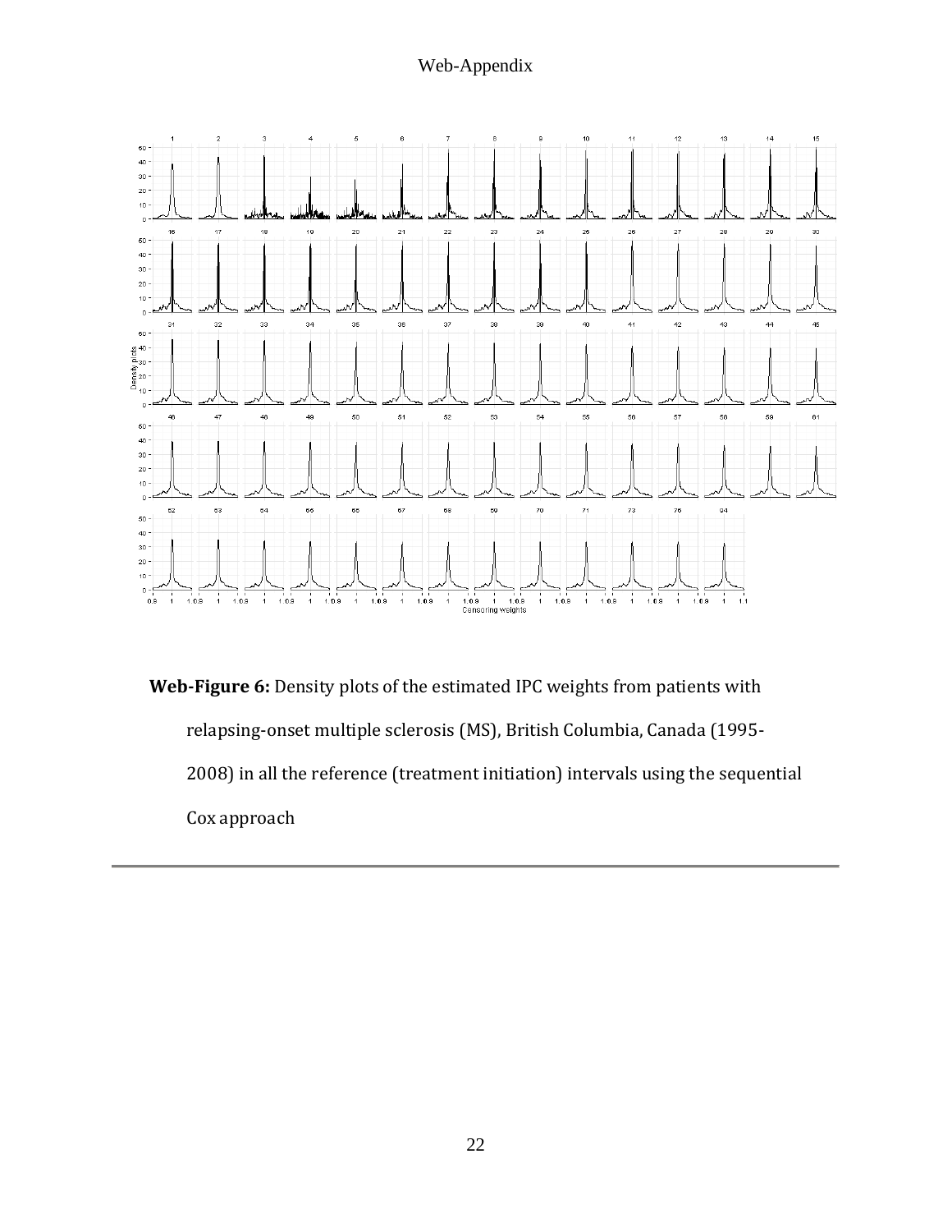**Web-Figure 6:** Density plots of the estimated IPC weights from patients with relapsing-onset multiple sclerosis (MS), British Columbia, Canada (1995-2008) in all the reference (treatment initiation) intervals using the sequential Cox approach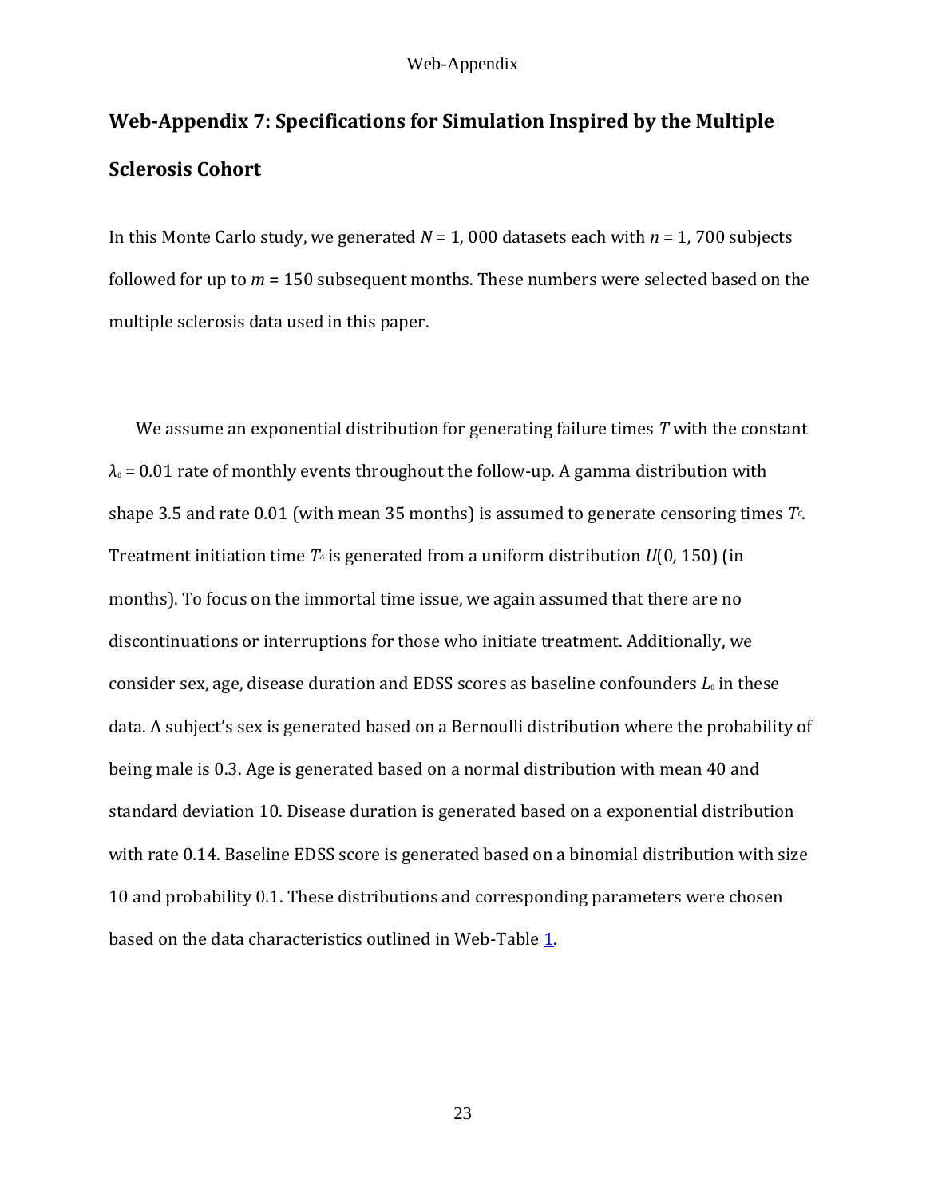## Web-Appendix 7: Specifications for Simulation Inspired by the Multiple Sclerosis Cohort

In this Monte Carlo study, we generated $N = 1,000$ datasets each with $n = 1,700$ subjects followed for up to $m = 150$ subsequent months. These numbers were selected based on the multiple sclerosis data used in this paper.

We assume an exponential distribution for generating failure times $T$ with the constant $\lambda_0 = 0.01$ rate of monthly events throughout the follow-up. A gamma distribution with shape 3.5 and rate 0.01 (with mean 35 months) is assumed to generate censoring times $T^C$. Treatment initiation time $T^A$ is generated from a uniform distribution $U(0, 150)$ (in months). To focus on the immortal time issue, we again assumed that there are no discontinuations or interruptions for those who initiate treatment. Additionally, we consider sex, age, disease duration and EDSS scores as baseline confounders $L_0$ in these data. A subject's sex is generated based on a Bernoulli distribution where the probability of being male is 0.3. Age is generated based on a normal distribution with mean 40 and standard deviation 10. Disease duration is generated based on a exponential distribution with rate 0.14. Baseline EDSS score is generated based on a binomial distribution with size 10 and probability 0.1. These distributions and corresponding parameters were chosen based on the data characteristics outlined in Web-Table 1.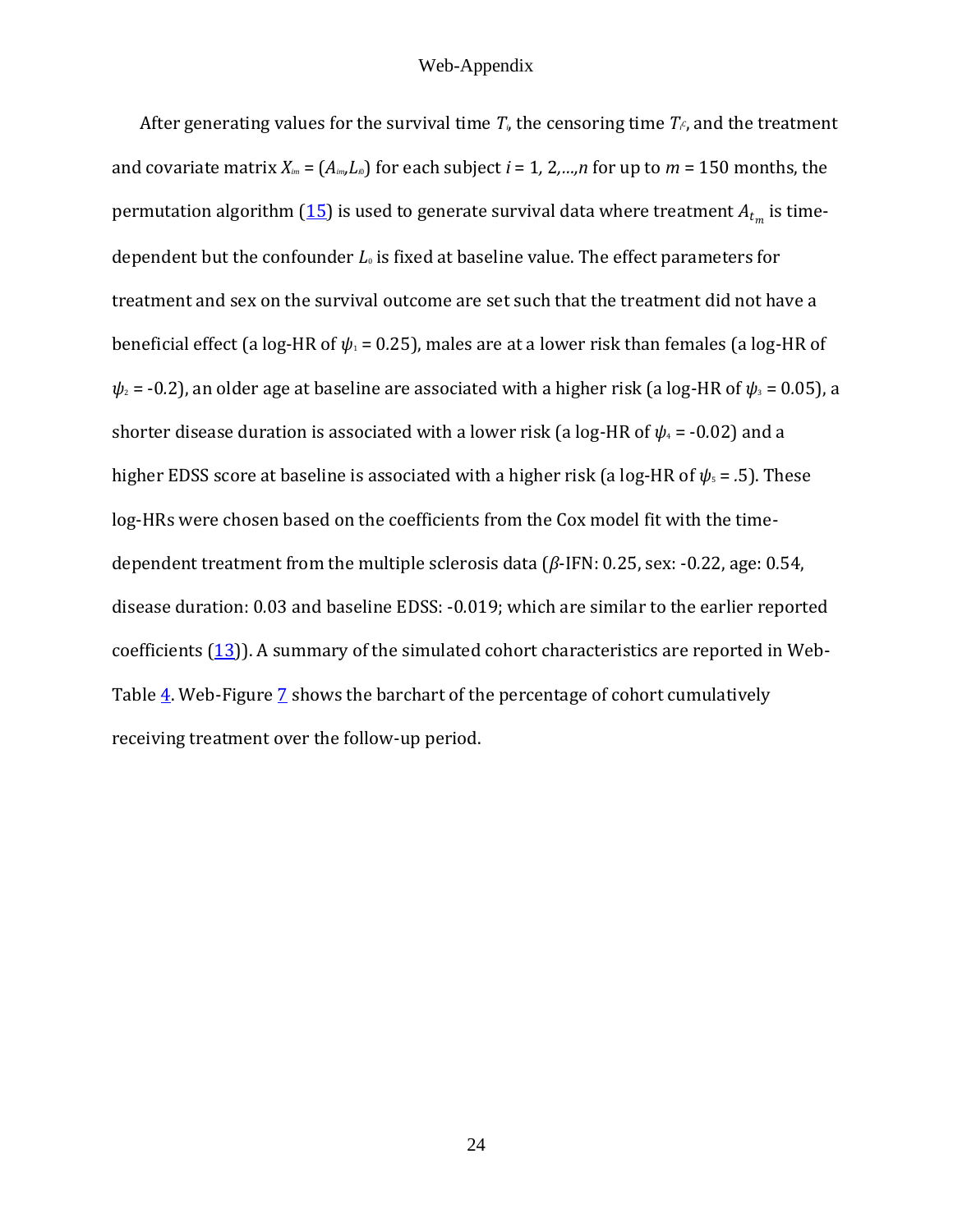After generating values for the survival time $T_i$, the censoring time $T_{ic}$, and the treatment and covariate matrix $X_{im} = (A_{im}, L_{i0})$ for each subject $i = 1, 2, \ldots, n$ for up to $m = 150$ months, the permutation algorithm (15) is used to generate survival data where treatment $A_{t_m}$ is time-dependent but the confounder $L_0$ is fixed at baseline value. The effect parameters for treatment and sex on the survival outcome are set such that the treatment did not have a beneficial effect (a log-HR of $\psi_1 = 0.25$), males are at a lower risk than females (a log-HR of $\psi_2 = -0.2$), an older age at baseline are associated with a higher risk (a log-HR of $\psi_3 = 0.05$), a shorter disease duration is associated with a lower risk (a log-HR of $\psi_4 = -0.02$) and a higher EDSS score at baseline is associated with a higher risk (a log-HR of $\psi_5 = .5$). These log-HRs were chosen based on the coefficients from the Cox model fit with the time-dependent treatment from the multiple sclerosis data ($\beta$-IFN: 0.25, sex: -0.22, age: 0.54, disease duration: 0.03 and baseline EDSS: -0.019; which are similar to the earlier reported coefficients (13)). A summary of the simulated cohort characteristics are reported in Web-Table 4. Web-Figure 7 shows the barchart of the percentage of cohort cumulatively receiving treatment over the follow-up period.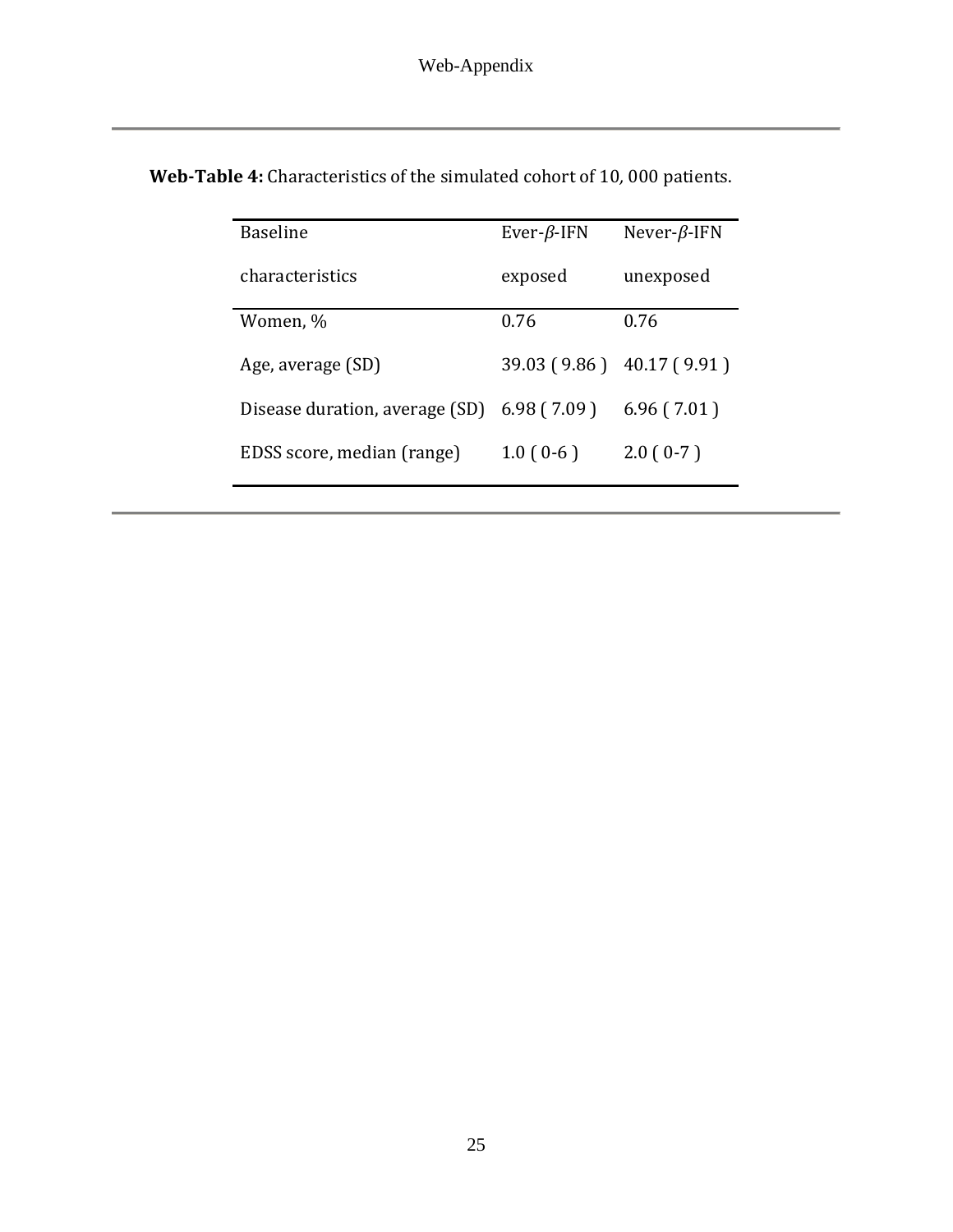**Web-Table 4:** Characteristics of the simulated cohort of 10, 000 patients.

| Baseline characteristics | Ever-$\beta$-IFN exposed | Never-$\beta$-IFN unexposed |
|---|---|---|
| Women, % | 0.76 | 0.76 |
| Age, average (SD) | 39.03 ( 9.86 ) | 40.17 ( 9.91 ) |
| Disease duration, average (SD) | 6.98 ( 7.09 ) | 6.96 ( 7.01 ) |
| EDSS score, median (range) | 1.0 ( 0-6 ) | 2.0 ( 0-7 ) |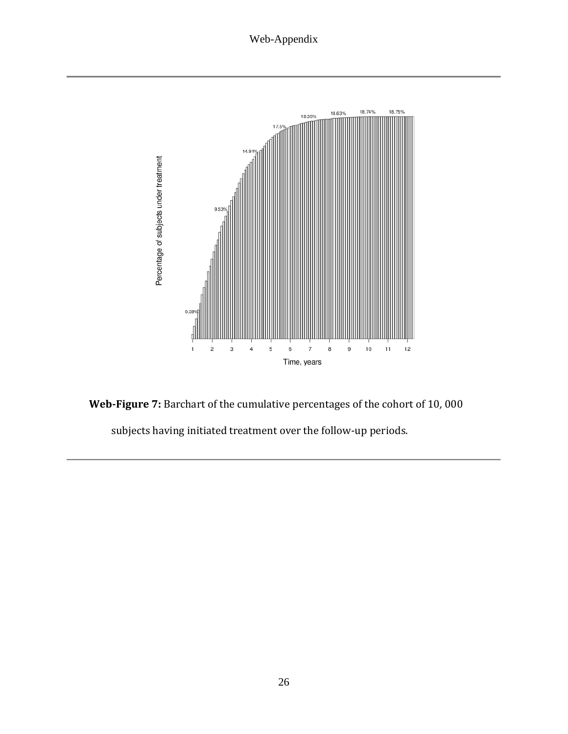**Web-Figure 7:** Barchart of the cumulative percentages of the cohort of 10, 000 subjects having initiated treatment over the follow-up periods.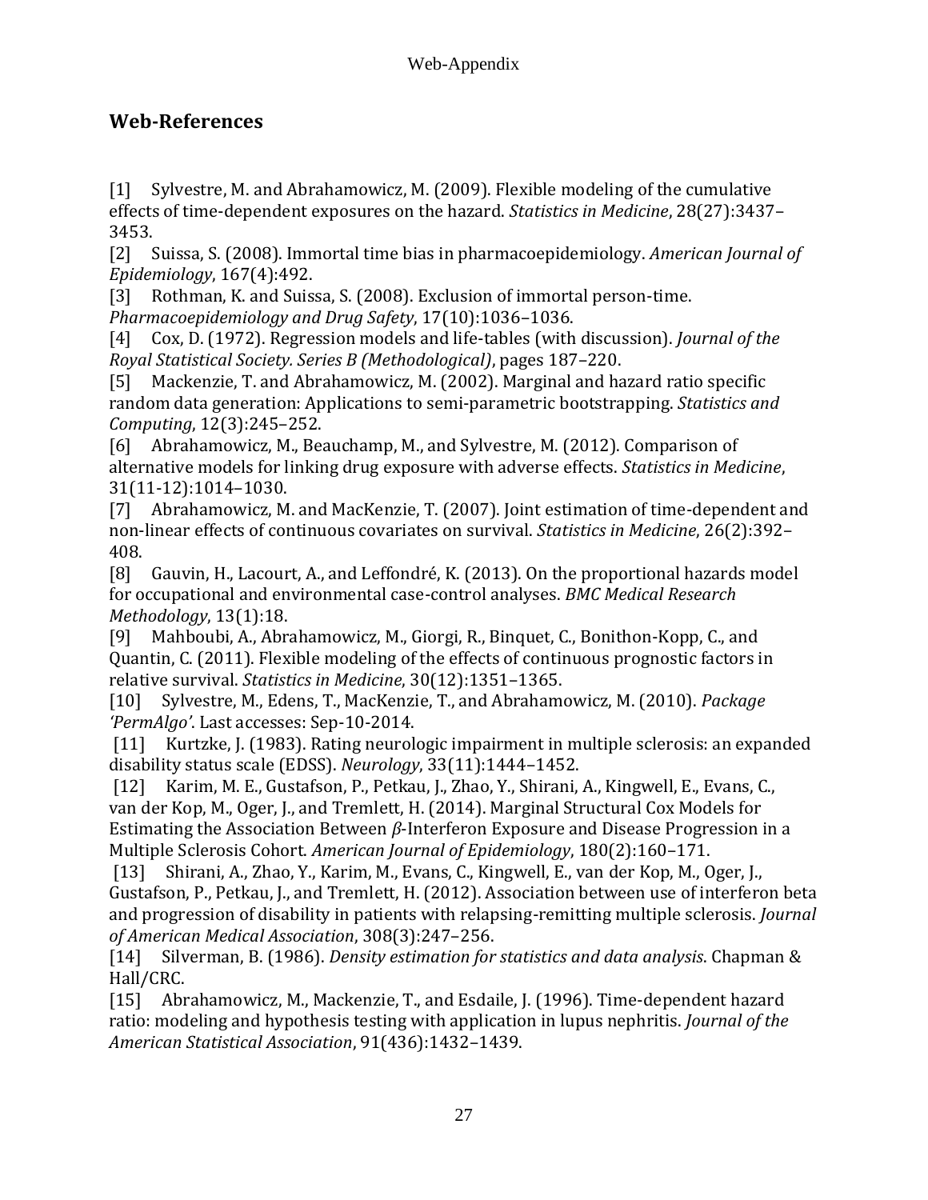## Web-References

[1] Sylvestre, M. and Abrahamowicz, M. (2009). Flexible modeling of the cumulative effects of time-dependent exposures on the hazard. *Statistics in Medicine*, 28(27):3437–3453.

[2] Suissa, S. (2008). Immortal time bias in pharmacoepidemiology. *American Journal of Epidemiology*, 167(4):492.

[3] Rothman, K. and Suissa, S. (2008). Exclusion of immortal person-time. *Pharmacoepidemiology and Drug Safety*, 17(10):1036–1036.

[4] Cox, D. (1972). Regression models and life-tables (with discussion). *Journal of the Royal Statistical Society. Series B (Methodological)*, pages 187–220.

[5] Mackenzie, T. and Abrahamowicz, M. (2002). Marginal and hazard ratio specific random data generation: Applications to semi-parametric bootstrapping. *Statistics and Computing*, 12(3):245–252.

[6] Abrahamowicz, M., Beauchamp, M., and Sylvestre, M. (2012). Comparison of alternative models for linking drug exposure with adverse effects. *Statistics in Medicine*, 31(11-12):1014–1030.

[7] Abrahamowicz, M. and MacKenzie, T. (2007). Joint estimation of time-dependent and non-linear effects of continuous covariates on survival. *Statistics in Medicine*, 26(2):392–408.

[8] Gauvin, H., Lacourt, A., and Leffondré, K. (2013). On the proportional hazards model for occupational and environmental case-control analyses. *BMC Medical Research Methodology*, 13(1):18.

[9] Mahboubi, A., Abrahamowicz, M., Giorgi, R., Binquet, C., Bonithon-Kopp, C., and Quantin, C. (2011). Flexible modeling of the effects of continuous prognostic factors in relative survival. *Statistics in Medicine*, 30(12):1351–1365.

[10] Sylvestre, M., Edens, T., MacKenzie, T., and Abrahamowicz, M. (2010). *Package 'PermAlgo'*. Last accesses: Sep-10-2014.

[11] Kurtzke, J. (1983). Rating neurologic impairment in multiple sclerosis: an expanded disability status scale (EDSS). *Neurology*, 33(11):1444–1452.

[12] Karim, M. E., Gustafson, P., Petkau, J., Zhao, Y., Shirani, A., Kingwell, E., Evans, C., van der Kop, M., Oger, J., and Tremlett, H. (2014). Marginal Structural Cox Models for Estimating the Association Between $\beta$-Interferon Exposure and Disease Progression in a Multiple Sclerosis Cohort. *American Journal of Epidemiology*, 180(2):160–171.

[13] Shirani, A., Zhao, Y., Karim, M., Evans, C., Kingwell, E., van der Kop, M., Oger, J., Gustafson, P., Petkau, J., and Tremlett, H. (2012). Association between use of interferon beta and progression of disability in patients with relapsing-remitting multiple sclerosis. *Journal of American Medical Association*, 308(3):247–256.

[14] Silverman, B. (1986). *Density estimation for statistics and data analysis*. Chapman & Hall/CRC.

[15] Abrahamowicz, M., Mackenzie, T., and Esdaile, J. (1996). Time-dependent hazard ratio: modeling and hypothesis testing with application in lupus nephritis. *Journal of the American Statistical Association*, 91(436):1432–1439.